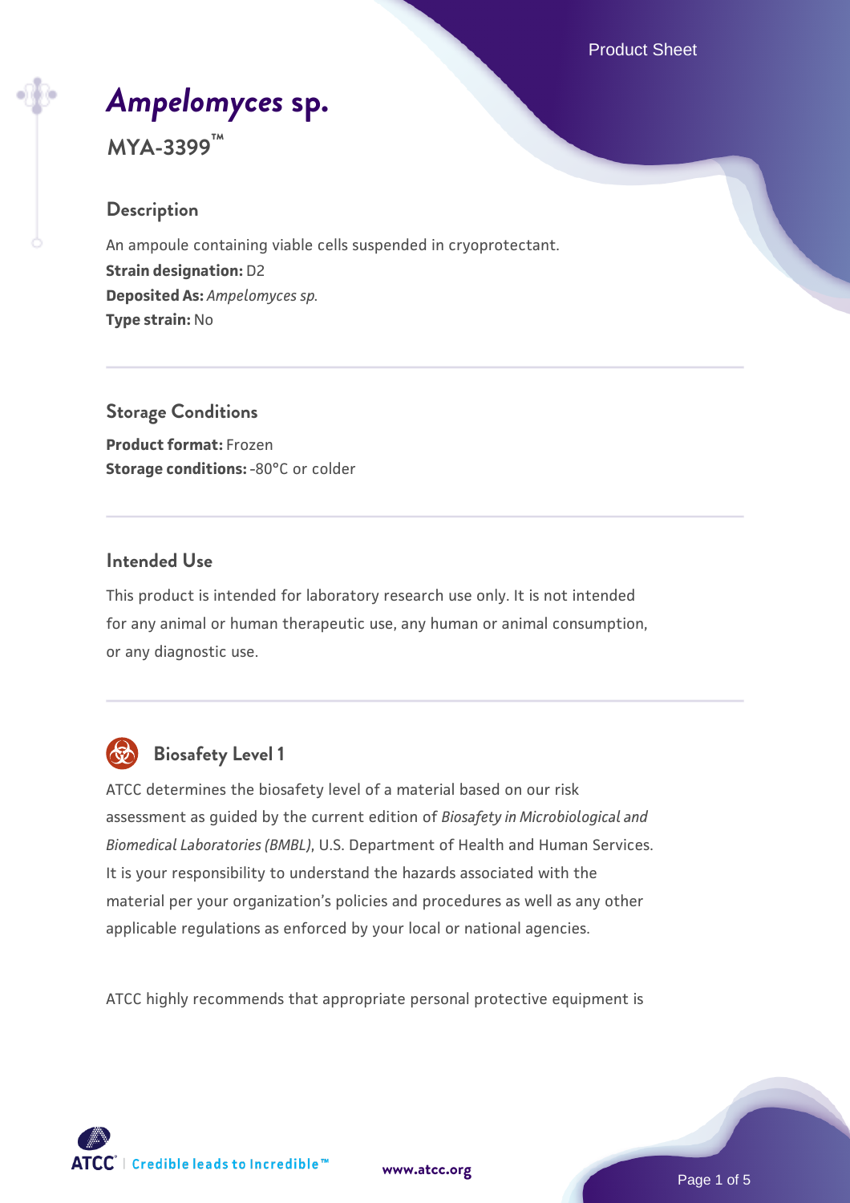# *Ampelomyces* sp.

**MYA-3399™**

## Description

An ampoule containing viable cells suspended in cryoprotectant.
**Strain designation:** D2
**Deposited As:** *Ampelomyces sp.*
**Type strain:** No

## Storage Conditions

**Product format:** Frozen
**Storage conditions:** -80°C or colder

## Intended Use

This product is intended for laboratory research use only. It is not intended for any animal or human therapeutic use, any human or animal consumption, or any diagnostic use.

## Biosafety Level 1

ATCC determines the biosafety level of a material based on our risk assessment as guided by the current edition of *Biosafety in Microbiological and Biomedical Laboratories (BMBL)*, U.S. Department of Health and Human Services. It is your responsibility to understand the hazards associated with the material per your organization's policies and procedures as well as any other applicable regulations as enforced by your local or national agencies.

ATCC highly recommends that appropriate personal protective equipment is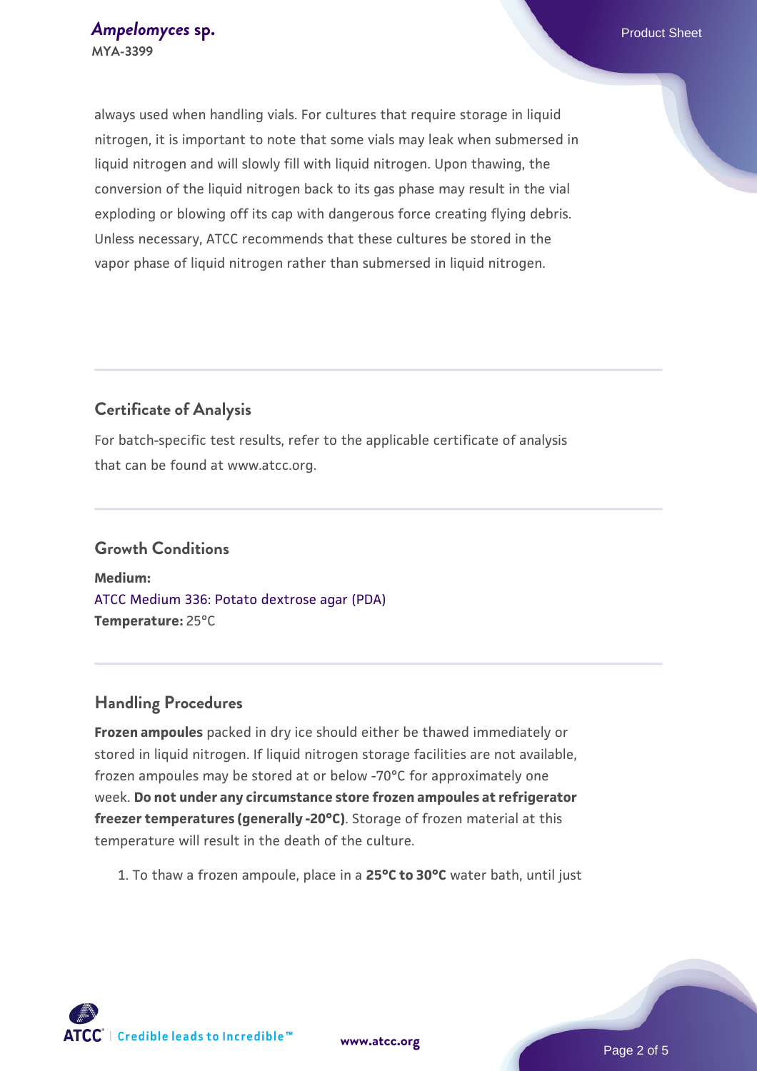always used when handling vials. For cultures that require storage in liquid nitrogen, it is important to note that some vials may leak when submersed in liquid nitrogen and will slowly fill with liquid nitrogen. Upon thawing, the conversion of the liquid nitrogen back to its gas phase may result in the vial exploding or blowing off its cap with dangerous force creating flying debris. Unless necessary, ATCC recommends that these cultures be stored in the vapor phase of liquid nitrogen rather than submersed in liquid nitrogen.

## Certificate of Analysis

For batch-specific test results, refer to the applicable certificate of analysis that can be found at www.atcc.org.

## Growth Conditions

**Medium:**
ATCC Medium 336: Potato dextrose agar (PDA)
**Temperature:** 25°C

## Handling Procedures

**Frozen ampoules** packed in dry ice should either be thawed immediately or stored in liquid nitrogen. If liquid nitrogen storage facilities are not available, frozen ampoules may be stored at or below -70°C for approximately one week. **Do not under any circumstance store frozen ampoules at refrigerator freezer temperatures (generally -20°C)**. Storage of frozen material at this temperature will result in the death of the culture.

1. To thaw a frozen ampoule, place in a **25°C to 30°C** water bath, until just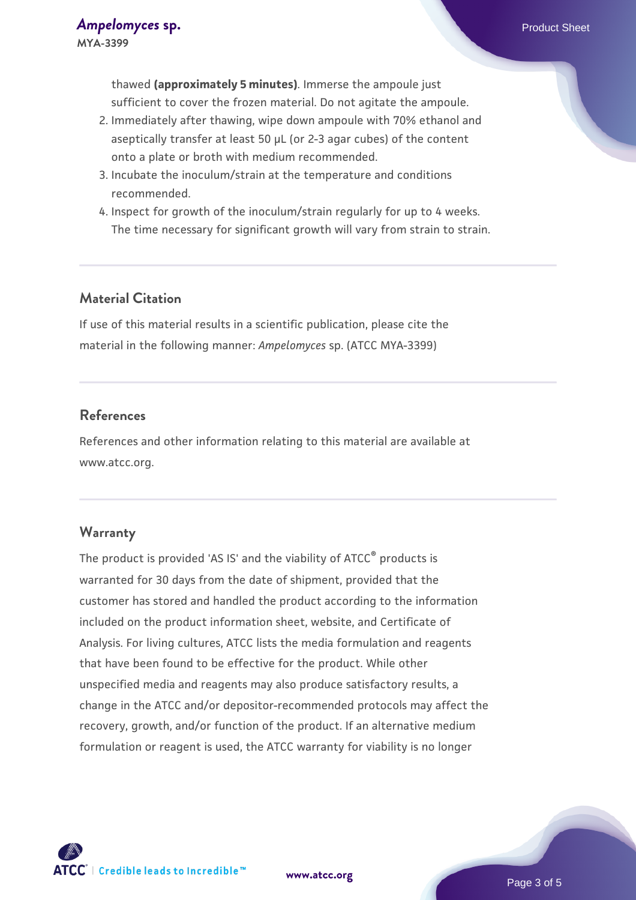thawed **(approximately 5 minutes)**. Immerse the ampoule just sufficient to cover the frozen material. Do not agitate the ampoule.

2. Immediately after thawing, wipe down ampoule with 70% ethanol and aseptically transfer at least 50 µL (or 2-3 agar cubes) of the content onto a plate or broth with medium recommended.
3. Incubate the inoculum/strain at the temperature and conditions recommended.
4. Inspect for growth of the inoculum/strain regularly for up to 4 weeks. The time necessary for significant growth will vary from strain to strain.

## Material Citation

If use of this material results in a scientific publication, please cite the material in the following manner: *Ampelomyces* sp. (ATCC MYA-3399)

## References

References and other information relating to this material are available at www.atcc.org.

## Warranty

The product is provided 'AS IS' and the viability of ATCC® products is warranted for 30 days from the date of shipment, provided that the customer has stored and handled the product according to the information included on the product information sheet, website, and Certificate of Analysis. For living cultures, ATCC lists the media formulation and reagents that have been found to be effective for the product. While other unspecified media and reagents may also produce satisfactory results, a change in the ATCC and/or depositor-recommended protocols may affect the recovery, growth, and/or function of the product. If an alternative medium formulation or reagent is used, the ATCC warranty for viability is no longer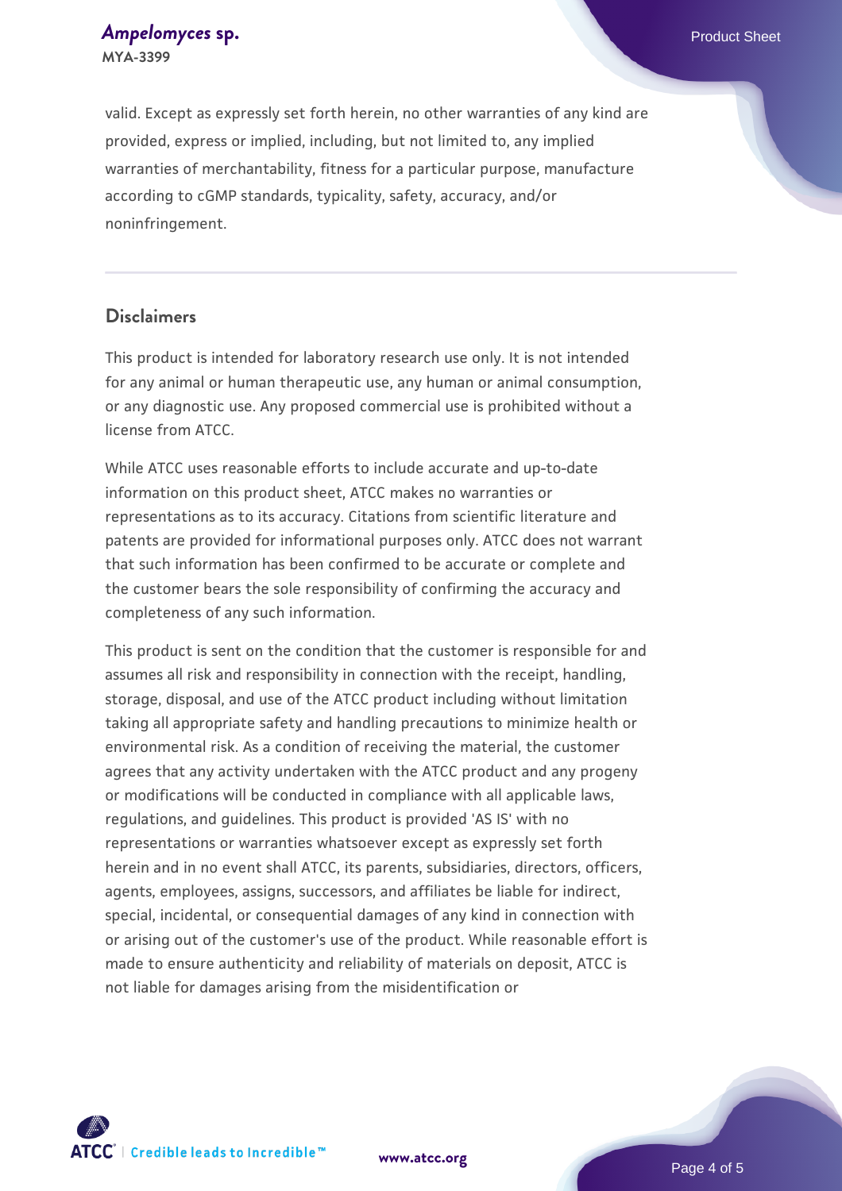valid. Except as expressly set forth herein, no other warranties of any kind are provided, express or implied, including, but not limited to, any implied warranties of merchantability, fitness for a particular purpose, manufacture according to cGMP standards, typicality, safety, accuracy, and/or noninfringement.

## Disclaimers

This product is intended for laboratory research use only. It is not intended for any animal or human therapeutic use, any human or animal consumption, or any diagnostic use. Any proposed commercial use is prohibited without a license from ATCC.

While ATCC uses reasonable efforts to include accurate and up-to-date information on this product sheet, ATCC makes no warranties or representations as to its accuracy. Citations from scientific literature and patents are provided for informational purposes only. ATCC does not warrant that such information has been confirmed to be accurate or complete and the customer bears the sole responsibility of confirming the accuracy and completeness of any such information.

This product is sent on the condition that the customer is responsible for and assumes all risk and responsibility in connection with the receipt, handling, storage, disposal, and use of the ATCC product including without limitation taking all appropriate safety and handling precautions to minimize health or environmental risk. As a condition of receiving the material, the customer agrees that any activity undertaken with the ATCC product and any progeny or modifications will be conducted in compliance with all applicable laws, regulations, and guidelines. This product is provided 'AS IS' with no representations or warranties whatsoever except as expressly set forth herein and in no event shall ATCC, its parents, subsidiaries, directors, officers, agents, employees, assigns, successors, and affiliates be liable for indirect, special, incidental, or consequential damages of any kind in connection with or arising out of the customer's use of the product. While reasonable effort is made to ensure authenticity and reliability of materials on deposit, ATCC is not liable for damages arising from the misidentification or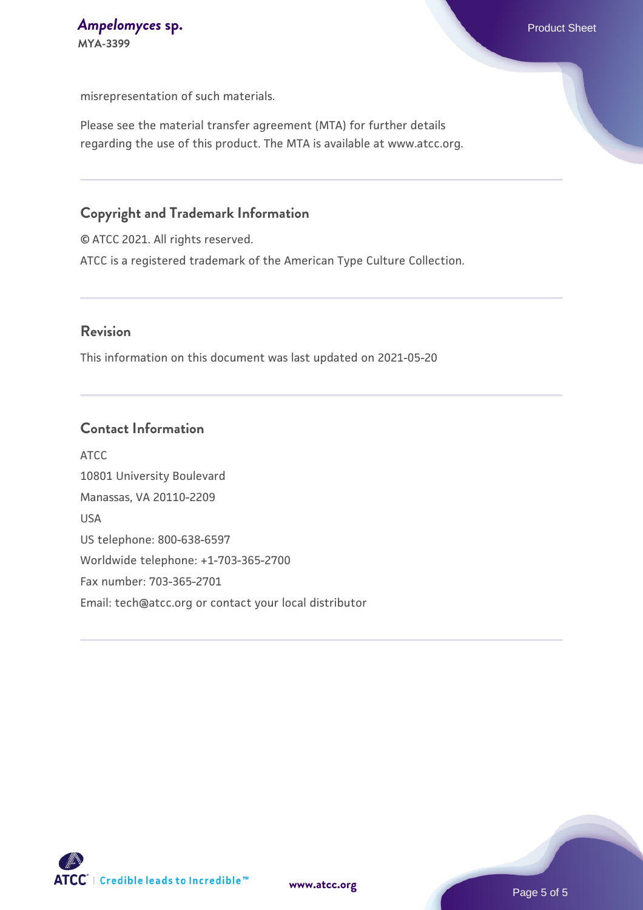misrepresentation of such materials.

Please see the material transfer agreement (MTA) for further details regarding the use of this product. The MTA is available at www.atcc.org.

## Copyright and Trademark Information

© ATCC 2021. All rights reserved.

ATCC is a registered trademark of the American Type Culture Collection.

## Revision

This information on this document was last updated on 2021-05-20

## Contact Information

ATCC
10801 University Boulevard
Manassas, VA 20110-2209
USA
US telephone: 800-638-6597
Worldwide telephone: +1-703-365-2700
Fax number: 703-365-2701
Email: tech@atcc.org or contact your local distributor